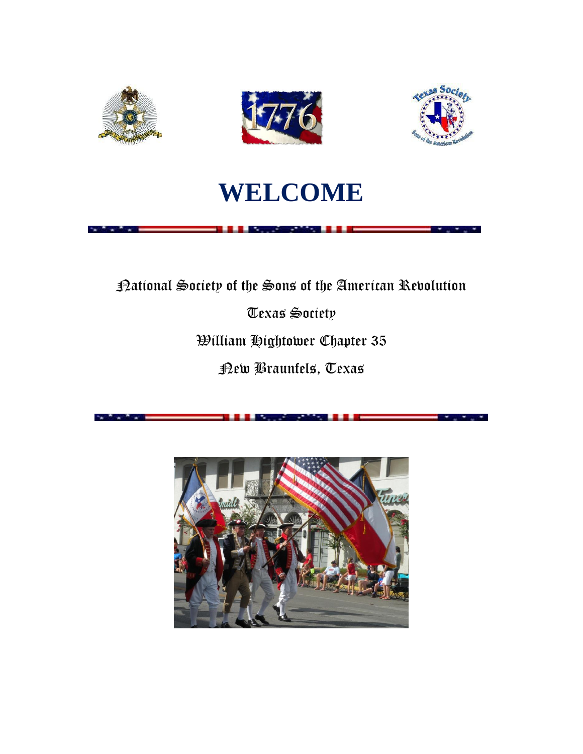# WELCOME

National Society of the Sons of the American Revolution

Texas Society

William Hightower Chapter 35

New Braunfels, Texas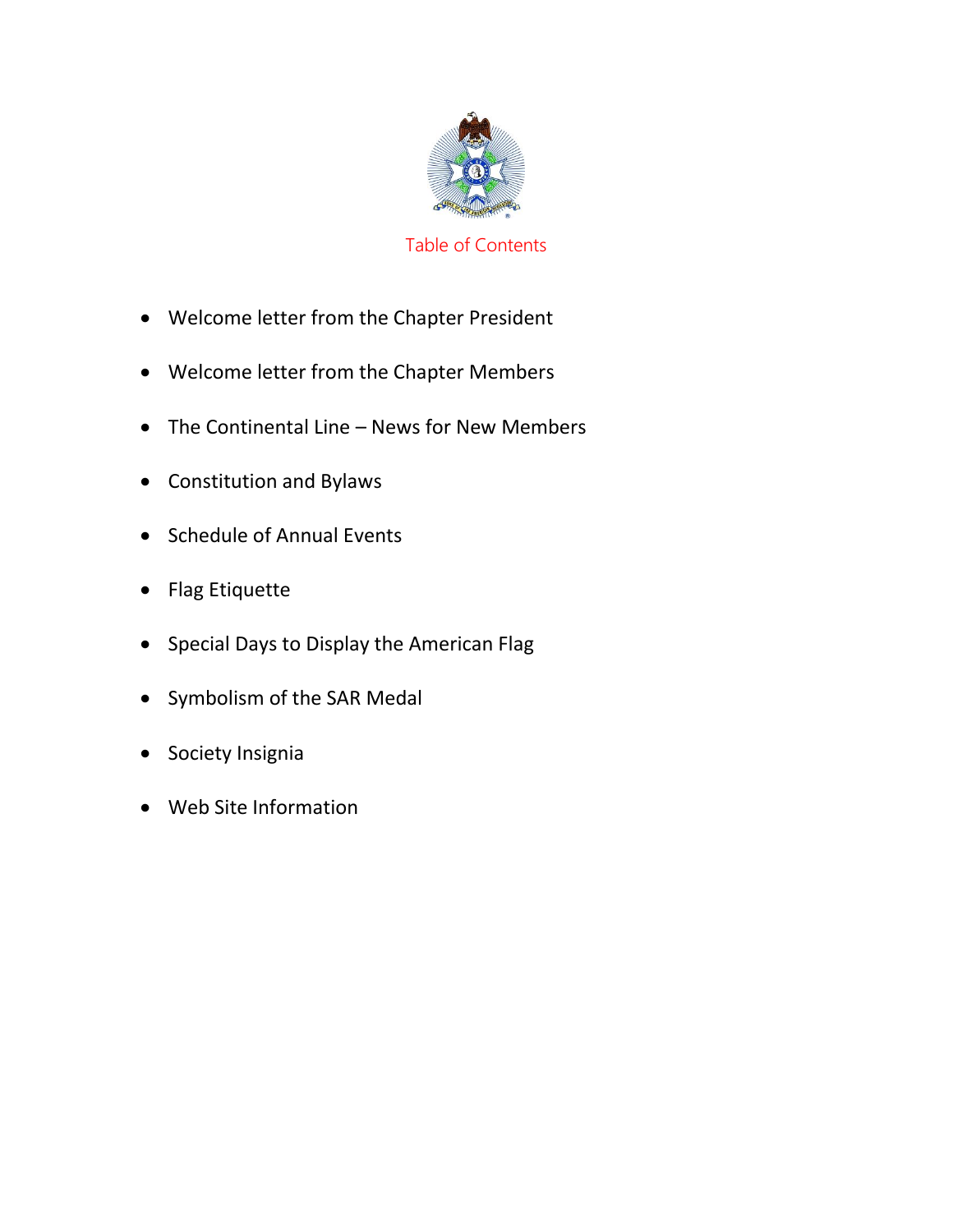# Table of Contents

- Welcome letter from the Chapter President
- Welcome letter from the Chapter Members
- The Continental Line – News for New Members
- Constitution and Bylaws
- Schedule of Annual Events
- Flag Etiquette
- Special Days to Display the American Flag
- Symbolism of the SAR Medal
- Society Insignia
- Web Site Information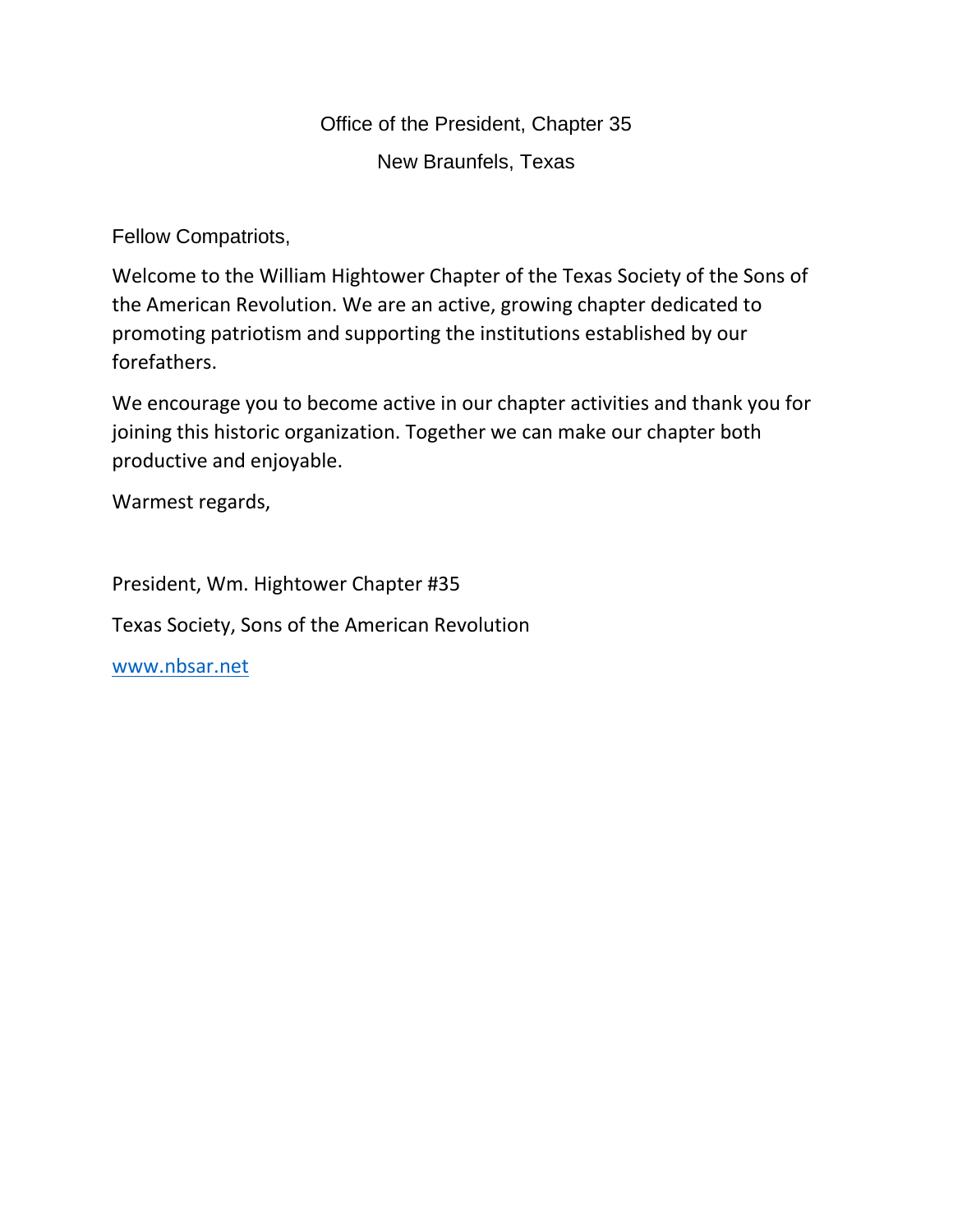Office of the President, Chapter 35

New Braunfels, Texas

Fellow Compatriots,

Welcome to the William Hightower Chapter of the Texas Society of the Sons of the American Revolution. We are an active, growing chapter dedicated to promoting patriotism and supporting the institutions established by our forefathers.

We encourage you to become active in our chapter activities and thank you for joining this historic organization. Together we can make our chapter both productive and enjoyable.

Warmest regards,

President, Wm. Hightower Chapter #35

Texas Society, Sons of the American Revolution

www.nbsar.net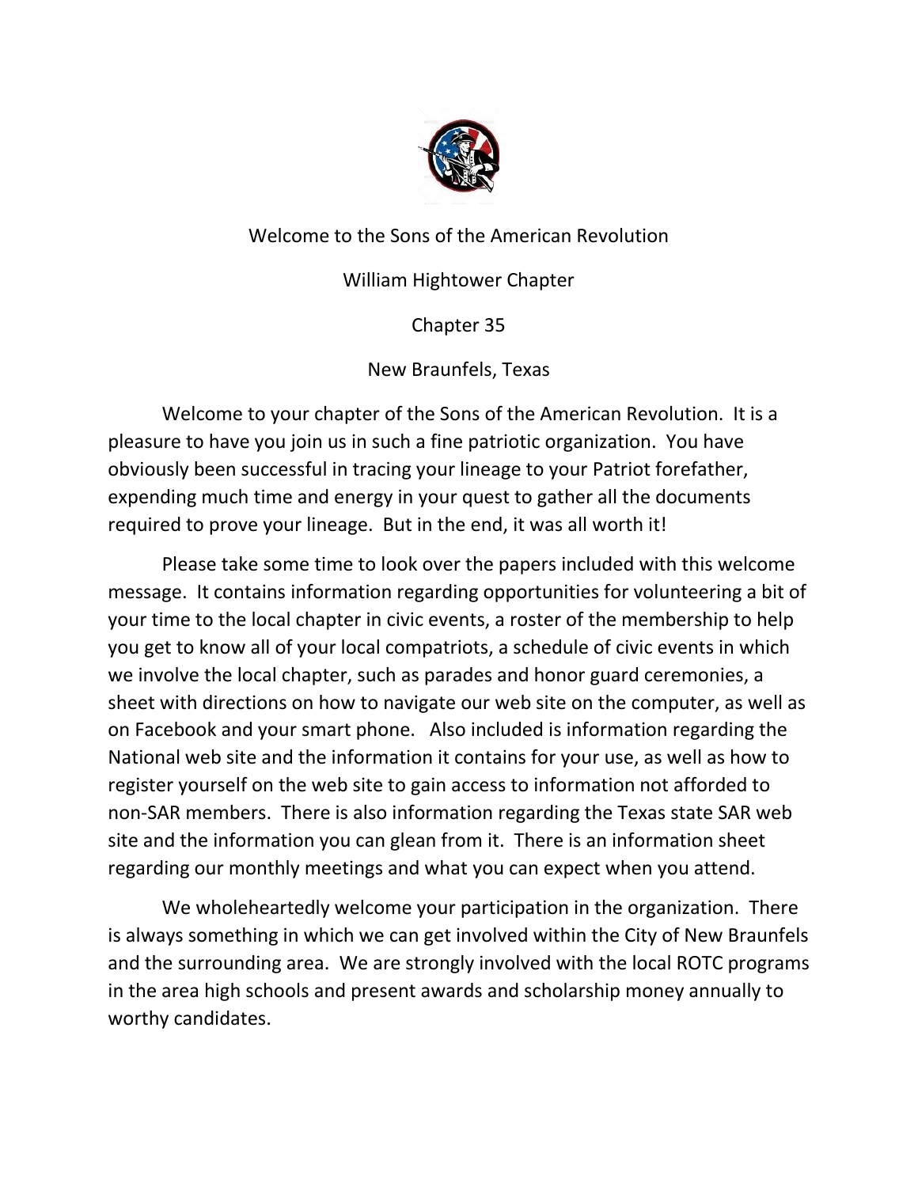# Welcome to the Sons of the American Revolution

## William Hightower Chapter

## Chapter 35

## New Braunfels, Texas

Welcome to your chapter of the Sons of the American Revolution. It is a pleasure to have you join us in such a fine patriotic organization. You have obviously been successful in tracing your lineage to your Patriot forefather, expending much time and energy in your quest to gather all the documents required to prove your lineage. But in the end, it was all worth it!

Please take some time to look over the papers included with this welcome message. It contains information regarding opportunities for volunteering a bit of your time to the local chapter in civic events, a roster of the membership to help you get to know all of your local compatriots, a schedule of civic events in which we involve the local chapter, such as parades and honor guard ceremonies, a sheet with directions on how to navigate our web site on the computer, as well as on Facebook and your smart phone. Also included is information regarding the National web site and the information it contains for your use, as well as how to register yourself on the web site to gain access to information not afforded to non-SAR members. There is also information regarding the Texas state SAR web site and the information you can glean from it. There is an information sheet regarding our monthly meetings and what you can expect when you attend.

We wholeheartedly welcome your participation in the organization. There is always something in which we can get involved within the City of New Braunfels and the surrounding area. We are strongly involved with the local ROTC programs in the area high schools and present awards and scholarship money annually to worthy candidates.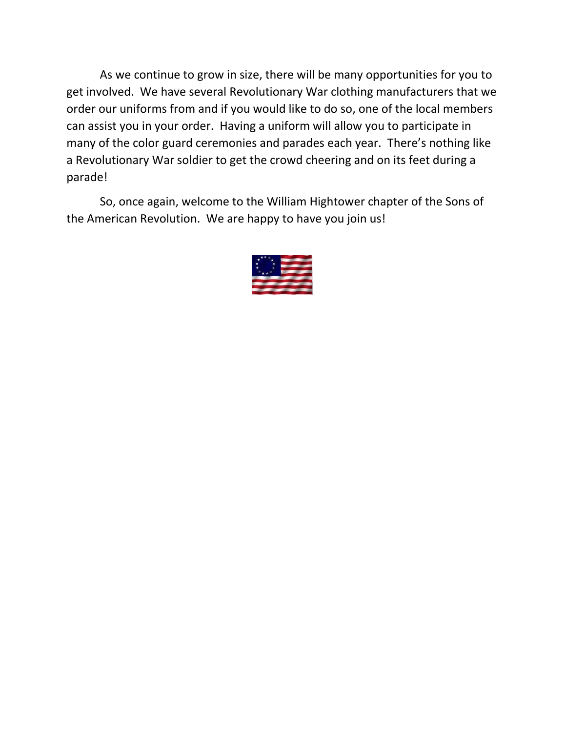As we continue to grow in size, there will be many opportunities for you to get involved. We have several Revolutionary War clothing manufacturers that we order our uniforms from and if you would like to do so, one of the local members can assist you in your order. Having a uniform will allow you to participate in many of the color guard ceremonies and parades each year. There's nothing like a Revolutionary War soldier to get the crowd cheering and on its feet during a parade!

So, once again, welcome to the William Hightower chapter of the Sons of the American Revolution. We are happy to have you join us!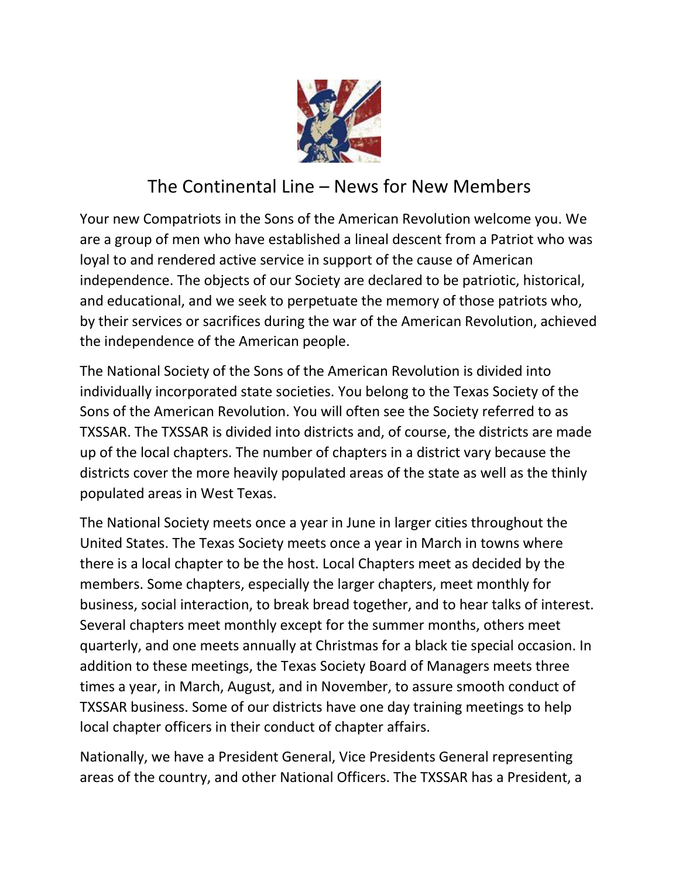# The Continental Line – News for New Members

Your new Compatriots in the Sons of the American Revolution welcome you. We are a group of men who have established a lineal descent from a Patriot who was loyal to and rendered active service in support of the cause of American independence. The objects of our Society are declared to be patriotic, historical, and educational, and we seek to perpetuate the memory of those patriots who, by their services or sacrifices during the war of the American Revolution, achieved the independence of the American people.

The National Society of the Sons of the American Revolution is divided into individually incorporated state societies. You belong to the Texas Society of the Sons of the American Revolution. You will often see the Society referred to as TXSSAR. The TXSSAR is divided into districts and, of course, the districts are made up of the local chapters. The number of chapters in a district vary because the districts cover the more heavily populated areas of the state as well as the thinly populated areas in West Texas.

The National Society meets once a year in June in larger cities throughout the United States. The Texas Society meets once a year in March in towns where there is a local chapter to be the host. Local Chapters meet as decided by the members. Some chapters, especially the larger chapters, meet monthly for business, social interaction, to break bread together, and to hear talks of interest. Several chapters meet monthly except for the summer months, others meet quarterly, and one meets annually at Christmas for a black tie special occasion. In addition to these meetings, the Texas Society Board of Managers meets three times a year, in March, August, and in November, to assure smooth conduct of TXSSAR business. Some of our districts have one day training meetings to help local chapter officers in their conduct of chapter affairs.

Nationally, we have a President General, Vice Presidents General representing areas of the country, and other National Officers. The TXSSAR has a President, a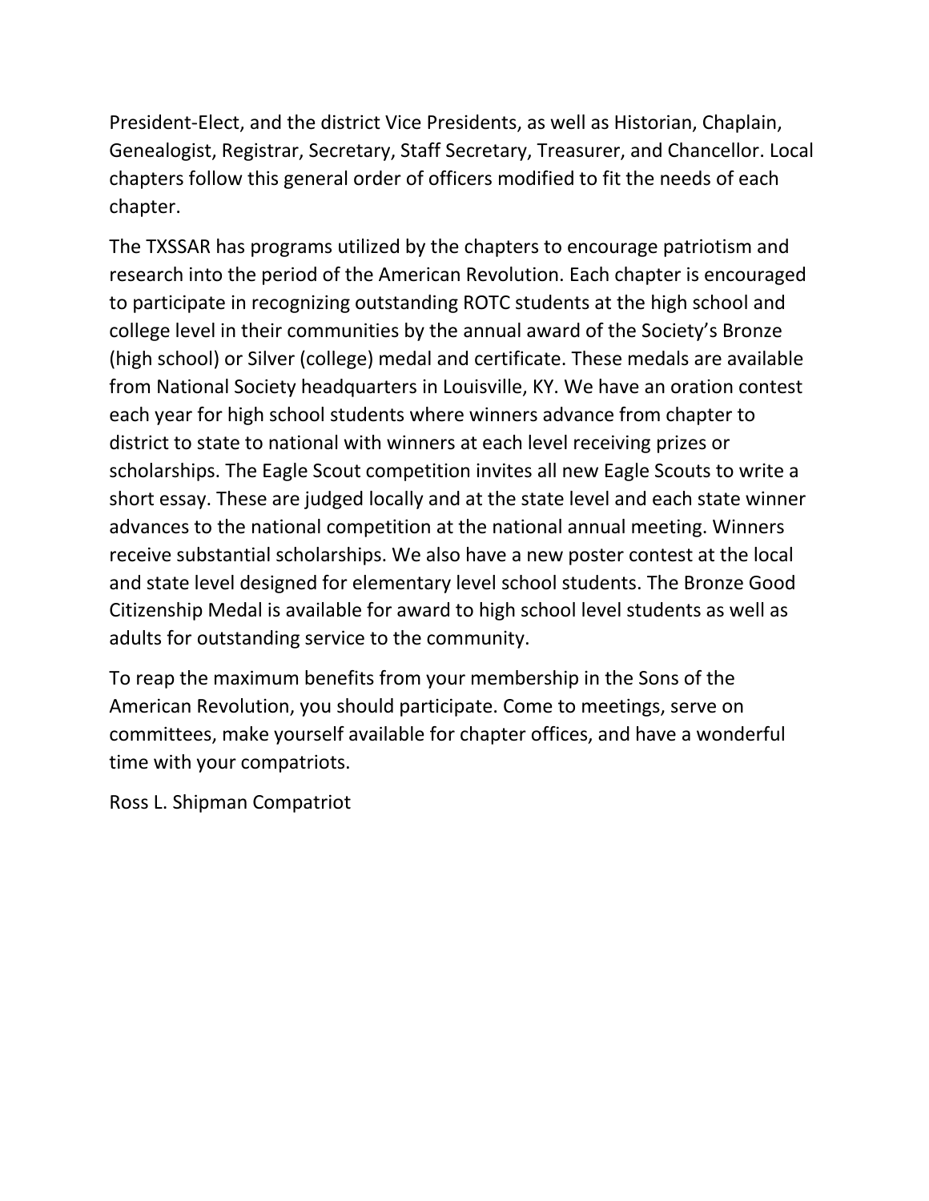President-Elect, and the district Vice Presidents, as well as Historian, Chaplain, Genealogist, Registrar, Secretary, Staff Secretary, Treasurer, and Chancellor. Local chapters follow this general order of officers modified to fit the needs of each chapter.

The TXSSAR has programs utilized by the chapters to encourage patriotism and research into the period of the American Revolution. Each chapter is encouraged to participate in recognizing outstanding ROTC students at the high school and college level in their communities by the annual award of the Society's Bronze (high school) or Silver (college) medal and certificate. These medals are available from National Society headquarters in Louisville, KY. We have an oration contest each year for high school students where winners advance from chapter to district to state to national with winners at each level receiving prizes or scholarships. The Eagle Scout competition invites all new Eagle Scouts to write a short essay. These are judged locally and at the state level and each state winner advances to the national competition at the national annual meeting. Winners receive substantial scholarships. We also have a new poster contest at the local and state level designed for elementary level school students. The Bronze Good Citizenship Medal is available for award to high school level students as well as adults for outstanding service to the community.

To reap the maximum benefits from your membership in the Sons of the American Revolution, you should participate. Come to meetings, serve on committees, make yourself available for chapter offices, and have a wonderful time with your compatriots.

Ross L. Shipman Compatriot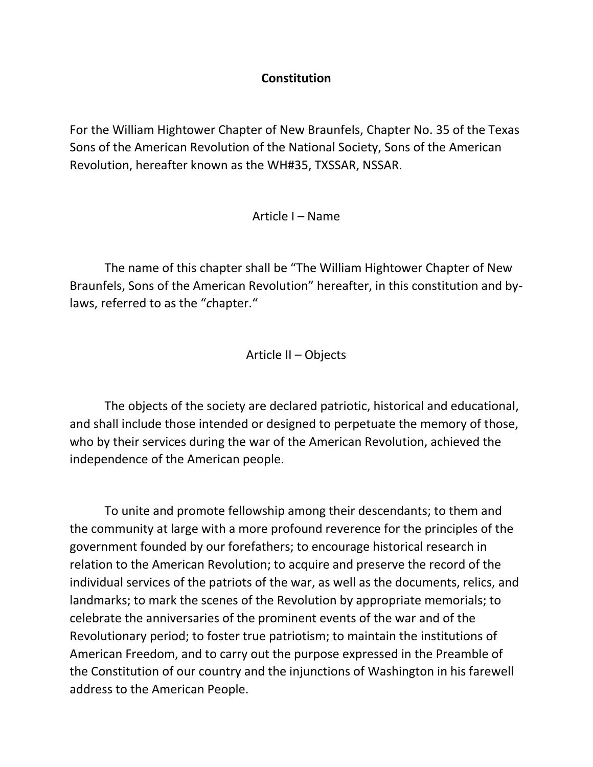**Constitution**

For the William Hightower Chapter of New Braunfels, Chapter No. 35 of the Texas Sons of the American Revolution of the National Society, Sons of the American Revolution, hereafter known as the WH#35, TXSSAR, NSSAR.

## Article I – Name

The name of this chapter shall be "The William Hightower Chapter of New Braunfels, Sons of the American Revolution" hereafter, in this constitution and by-laws, referred to as the "*c*hapter."

## Article II – Objects

The objects of the society are declared patriotic, historical and educational, and shall include those intended or designed to perpetuate the memory of those, who by their services during the war of the American Revolution, achieved the independence of the American people.

To unite and promote fellowship among their descendants; to them and the community at large with a more profound reverence for the principles of the government founded by our forefathers; to encourage historical research in relation to the American Revolution; to acquire and preserve the record of the individual services of the patriots of the war, as well as the documents, relics, and landmarks; to mark the scenes of the Revolution by appropriate memorials; to celebrate the anniversaries of the prominent events of the war and of the Revolutionary period; to foster true patriotism; to maintain the institutions of American Freedom, and to carry out the purpose expressed in the Preamble of the Constitution of our country and the injunctions of Washington in his farewell address to the American People.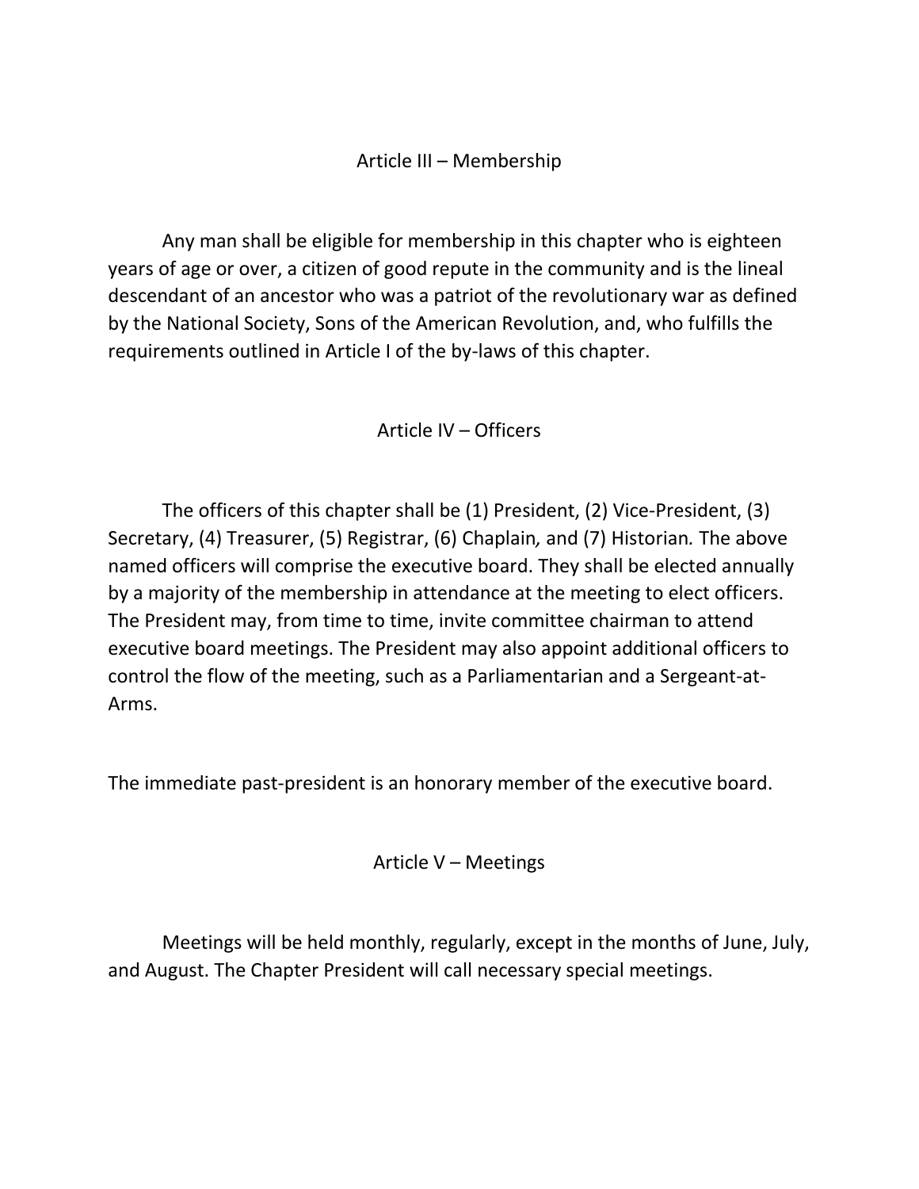## Article III – Membership

Any man shall be eligible for membership in this chapter who is eighteen years of age or over, a citizen of good repute in the community and is the lineal descendant of an ancestor who was a patriot of the revolutionary war as defined by the National Society, Sons of the American Revolution, and, who fulfills the requirements outlined in Article I of the by-laws of this chapter.

## Article IV – Officers

The officers of this chapter shall be (1) President, (2) Vice-President, (3) Secretary, (4) Treasurer, (5) Registrar, (6) Chaplain*,* and (7) Historian*.* The above named officers will comprise the executive board. They shall be elected annually by a majority of the membership in attendance at the meeting to elect officers. The President may, from time to time, invite committee chairman to attend executive board meetings. The President may also appoint additional officers to control the flow of the meeting, such as a Parliamentarian and a Sergeant-at-Arms.

The immediate past-president is an honorary member of the executive board.

## Article V – Meetings

Meetings will be held monthly, regularly, except in the months of June, July, and August. The Chapter President will call necessary special meetings.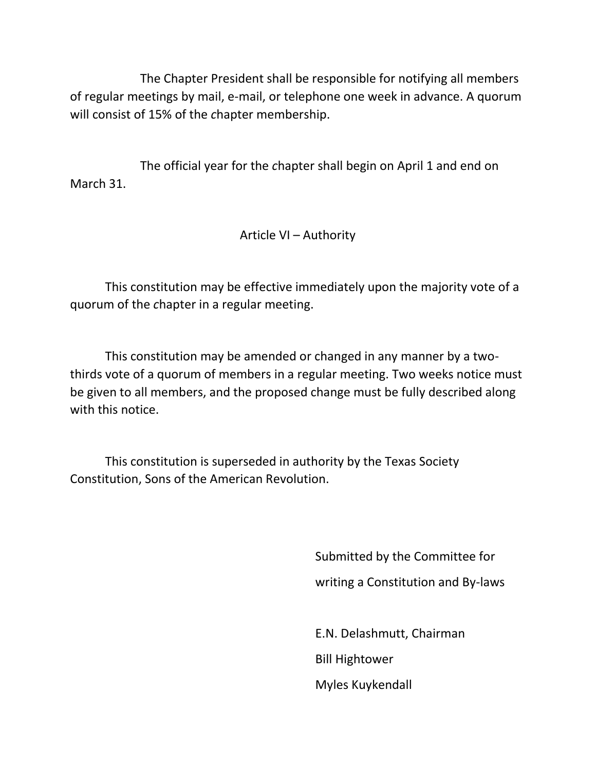The Chapter President shall be responsible for notifying all members of regular meetings by mail, e-mail, or telephone one week in advance. A quorum will consist of 15% of the *c*hapter membership.

The official year for the *c*hapter shall begin on April 1 and end on March 31.

## Article VI – Authority

This constitution may be effective immediately upon the majority vote of a quorum of the *c*hapter in a regular meeting.

This constitution may be amended or changed in any manner by a two-thirds vote of a quorum of members in a regular meeting. Two weeks notice must be given to all members, and the proposed change must be fully described along with this notice.

This constitution is superseded in authority by the Texas Society Constitution, Sons of the American Revolution.

Submitted by the Committee for
writing a Constitution and By-laws

E.N. Delashmutt, Chairman
Bill Hightower
Myles Kuykendall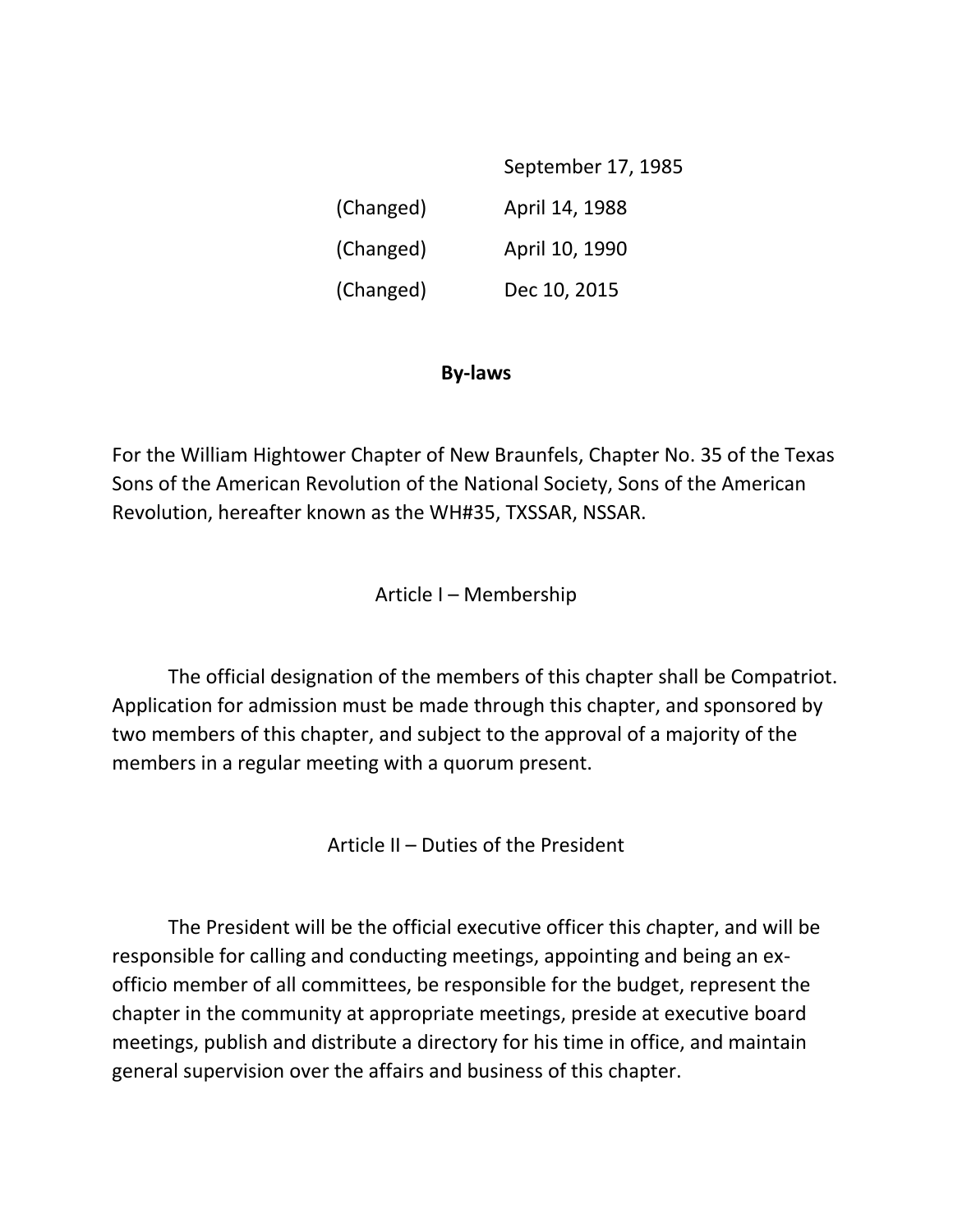| | |
|---|---|
| | September 17, 1985 |
| (Changed) | April 14, 1988 |
| (Changed) | April 10, 1990 |
| (Changed) | Dec 10, 2015 |

# By-laws

For the William Hightower Chapter of New Braunfels, Chapter No. 35 of the Texas Sons of the American Revolution of the National Society, Sons of the American Revolution, hereafter known as the WH#35, TXSSAR, NSSAR.

## Article I – Membership

The official designation of the members of this chapter shall be Compatriot. Application for admission must be made through this chapter, and sponsored by two members of this chapter, and subject to the approval of a majority of the members in a regular meeting with a quorum present.

## Article II – Duties of the President

The President will be the official executive officer this *c*hapter, and will be responsible for calling and conducting meetings, appointing and being an ex-officio member of all committees, be responsible for the budget, represent the chapter in the community at appropriate meetings, preside at executive board meetings, publish and distribute a directory for his time in office, and maintain general supervision over the affairs and business of this chapter.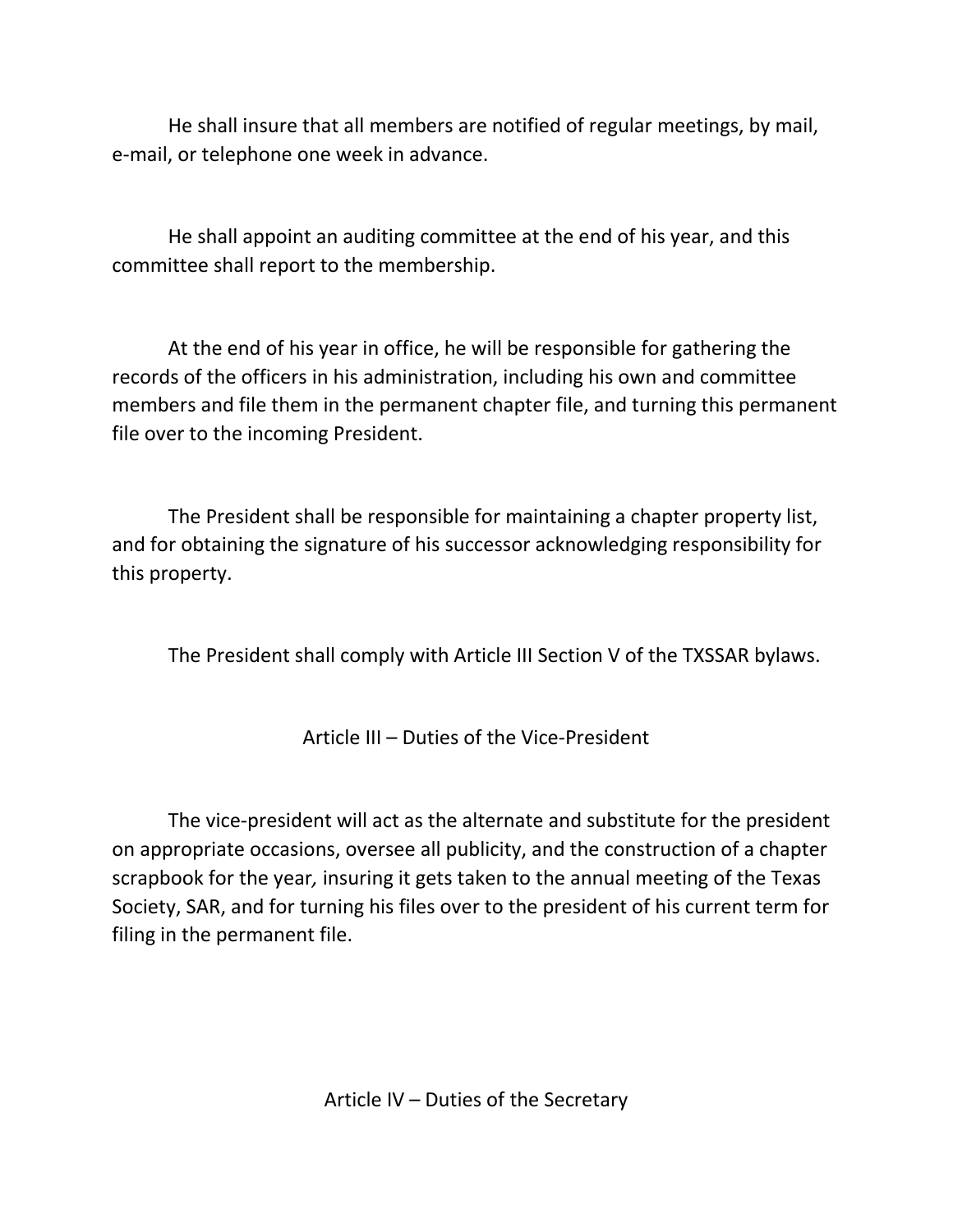He shall insure that all members are notified of regular meetings, by mail, e-mail, or telephone one week in advance.

He shall appoint an auditing committee at the end of his year, and this committee shall report to the membership.

At the end of his year in office, he will be responsible for gathering the records of the officers in his administration, including his own and committee members and file them in the permanent chapter file, and turning this permanent file over to the incoming President.

The President shall be responsible for maintaining a chapter property list, and for obtaining the signature of his successor acknowledging responsibility for this property.

The President shall comply with Article III Section V of the TXSSAR bylaws.

## Article III – Duties of the Vice-President

The vice-president will act as the alternate and substitute for the president on appropriate occasions, oversee all publicity, and the construction of a chapter scrapbook for the year*,* insuring it gets taken to the annual meeting of the Texas Society, SAR, and for turning his files over to the president of his current term for filing in the permanent file.

## Article IV – Duties of the Secretary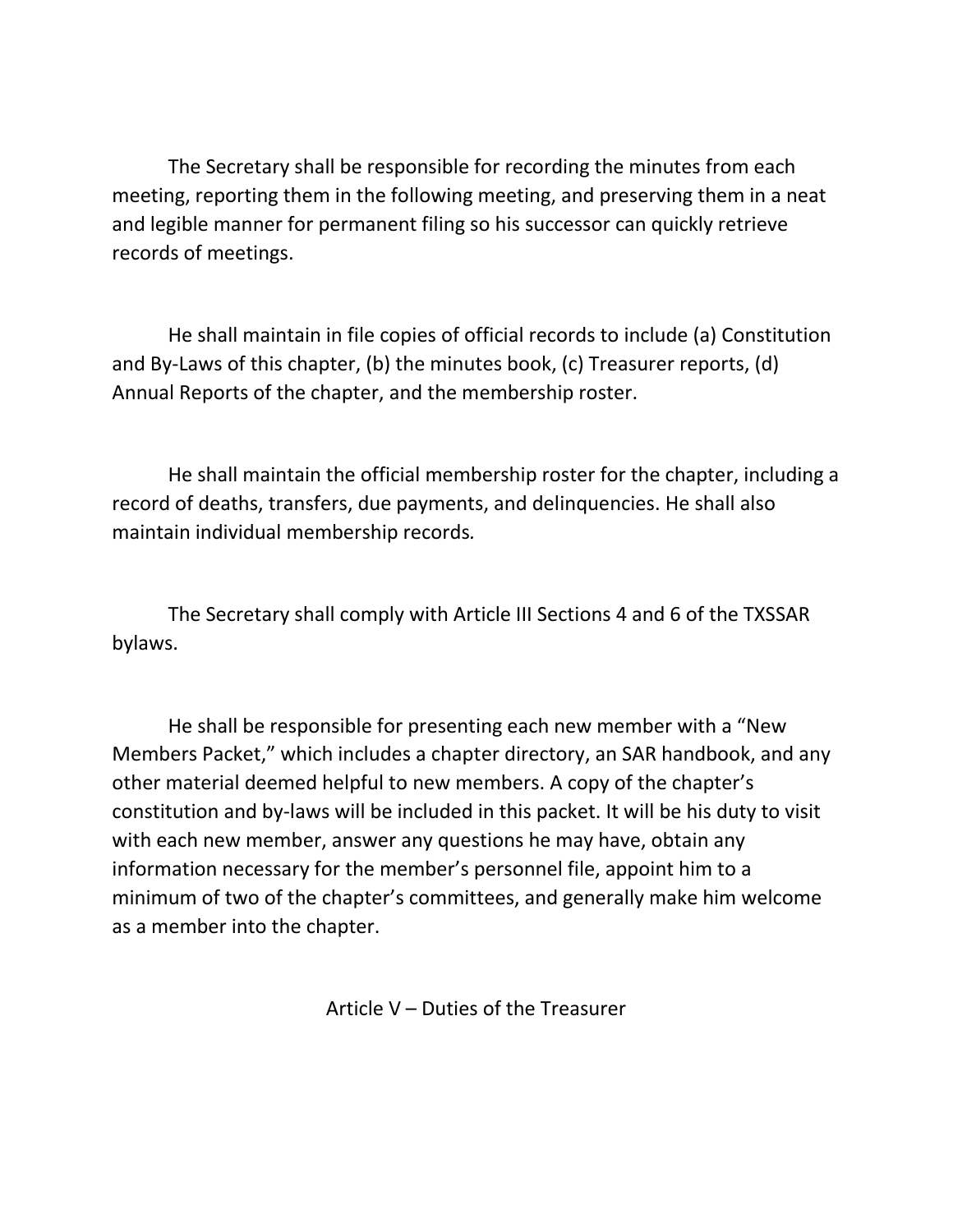The Secretary shall be responsible for recording the minutes from each meeting, reporting them in the following meeting, and preserving them in a neat and legible manner for permanent filing so his successor can quickly retrieve records of meetings.

He shall maintain in file copies of official records to include (a) Constitution and By-Laws of this chapter, (b) the minutes book, (c) Treasurer reports, (d) Annual Reports of the chapter, and the membership roster.

He shall maintain the official membership roster for the chapter, including a record of deaths, transfers, due payments, and delinquencies. He shall also maintain individual membership records.

The Secretary shall comply with Article III Sections 4 and 6 of the TXSSAR bylaws.

He shall be responsible for presenting each new member with a "New Members Packet," which includes a chapter directory, an SAR handbook, and any other material deemed helpful to new members. A copy of the chapter's constitution and by-laws will be included in this packet. It will be his duty to visit with each new member, answer any questions he may have, obtain any information necessary for the member's personnel file, appoint him to a minimum of two of the chapter's committees, and generally make him welcome as a member into the chapter.

## Article V – Duties of the Treasurer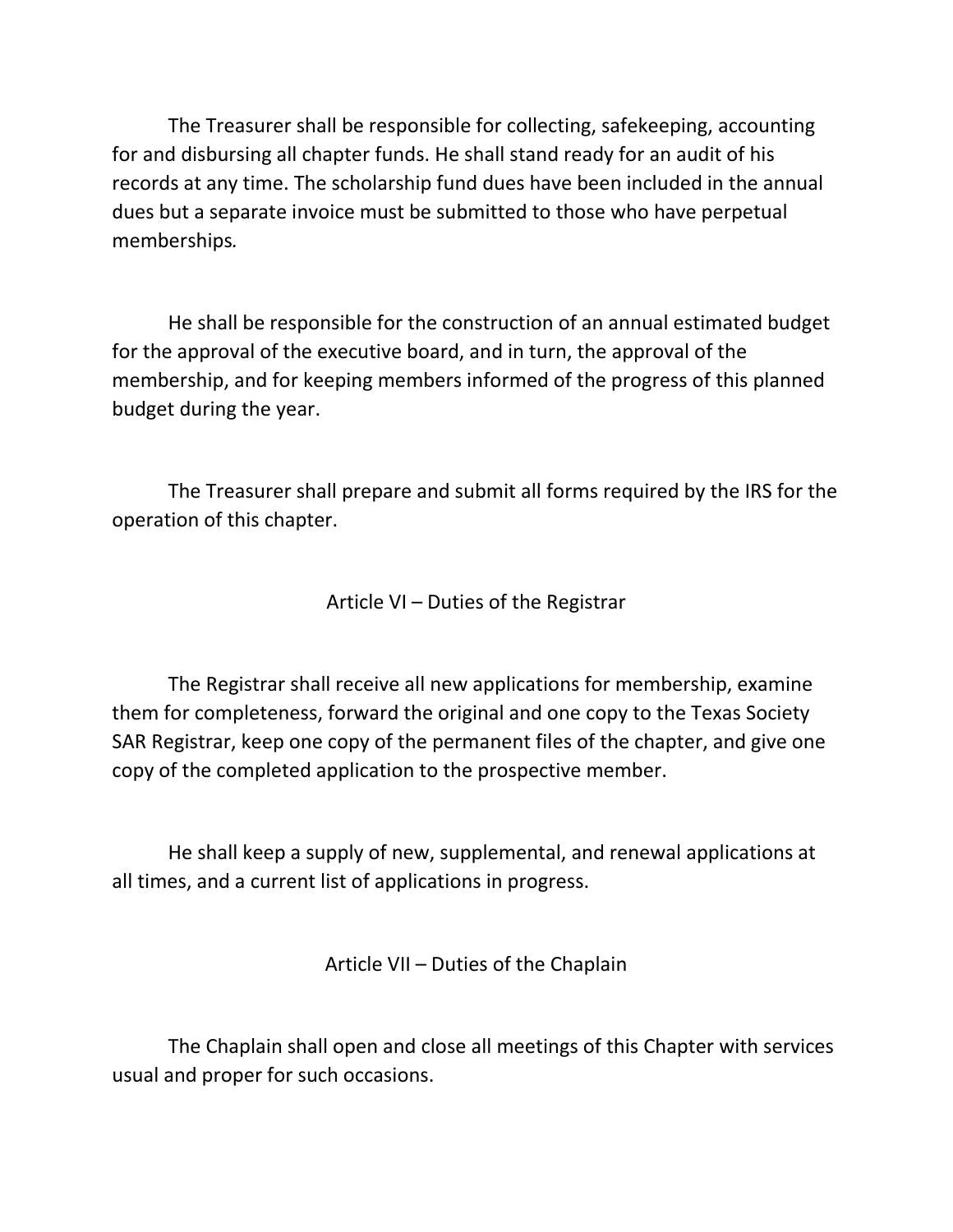The Treasurer shall be responsible for collecting, safekeeping, accounting for and disbursing all chapter funds. He shall stand ready for an audit of his records at any time. The scholarship fund dues have been included in the annual dues but a separate invoice must be submitted to those who have perpetual memberships.

He shall be responsible for the construction of an annual estimated budget for the approval of the executive board, and in turn, the approval of the membership, and for keeping members informed of the progress of this planned budget during the year.

The Treasurer shall prepare and submit all forms required by the IRS for the operation of this chapter.

## Article VI – Duties of the Registrar

The Registrar shall receive all new applications for membership, examine them for completeness, forward the original and one copy to the Texas Society SAR Registrar, keep one copy of the permanent files of the chapter, and give one copy of the completed application to the prospective member.

He shall keep a supply of new, supplemental, and renewal applications at all times, and a current list of applications in progress.

## Article VII – Duties of the Chaplain

The Chaplain shall open and close all meetings of this Chapter with services usual and proper for such occasions.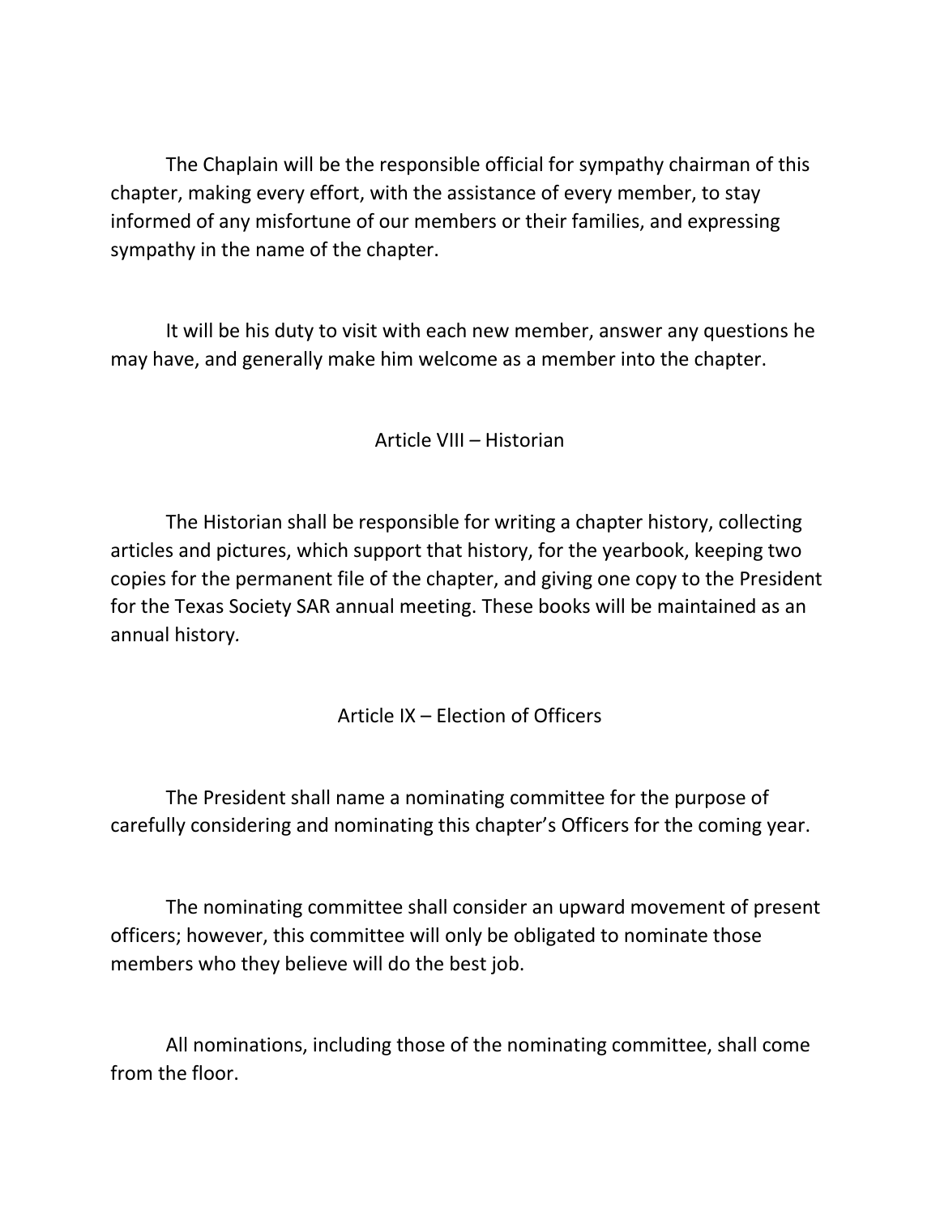The Chaplain will be the responsible official for sympathy chairman of this chapter, making every effort, with the assistance of every member, to stay informed of any misfortune of our members or their families, and expressing sympathy in the name of the chapter.

It will be his duty to visit with each new member, answer any questions he may have, and generally make him welcome as a member into the chapter.

## Article VIII – Historian

The Historian shall be responsible for writing a chapter history, collecting articles and pictures, which support that history, for the yearbook, keeping two copies for the permanent file of the chapter, and giving one copy to the President for the Texas Society SAR annual meeting. These books will be maintained as an annual history.

## Article IX – Election of Officers

The President shall name a nominating committee for the purpose of carefully considering and nominating this chapter's Officers for the coming year.

The nominating committee shall consider an upward movement of present officers; however, this committee will only be obligated to nominate those members who they believe will do the best job.

All nominations, including those of the nominating committee, shall come from the floor.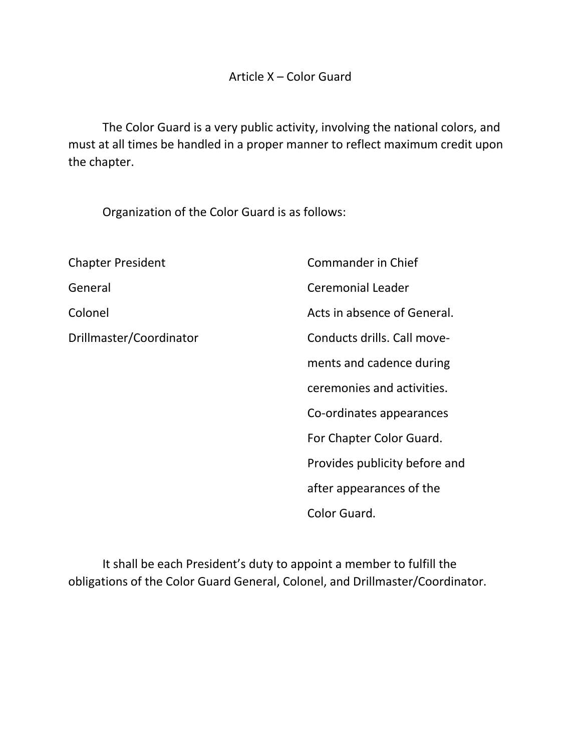## Article X – Color Guard

The Color Guard is a very public activity, involving the national colors, and must at all times be handled in a proper manner to reflect maximum credit upon the chapter.

Organization of the Color Guard is as follows:

| | |
|---|---|
| Chapter President | Commander in Chief |
| General | Ceremonial Leader |
| Colonel | Acts in absence of General. |
| Drillmaster/Coordinator | Conducts drills. Call movements and cadence during ceremonies and activities. Co-ordinates appearances For Chapter Color Guard. Provides publicity before and after appearances of the Color Guard. |

It shall be each President's duty to appoint a member to fulfill the obligations of the Color Guard General, Colonel, and Drillmaster/Coordinator.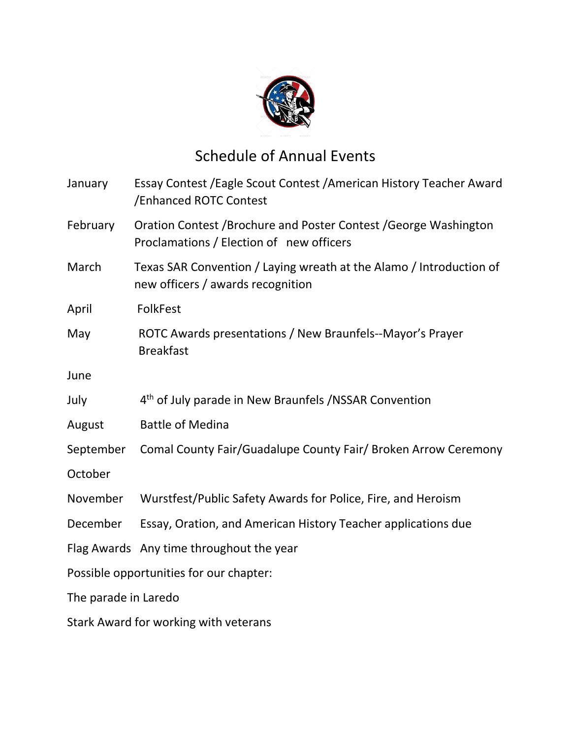# Schedule of Annual Events

| | |
|---|---|
| January | Essay Contest /Eagle Scout Contest /American History Teacher Award /Enhanced ROTC Contest |
| February | Oration Contest /Brochure and Poster Contest /George Washington Proclamations / Election of new officers |
| March | Texas SAR Convention / Laying wreath at the Alamo / Introduction of new officers / awards recognition |
| April | FolkFest |
| May | ROTC Awards presentations / New Braunfels--Mayor's Prayer Breakfast |
| June | |
| July | 4th of July parade in New Braunfels /NSSAR Convention |
| August | Battle of Medina |
| September | Comal County Fair/Guadalupe County Fair/ Broken Arrow Ceremony |
| October | |
| November | Wurstfest/Public Safety Awards for Police, Fire, and Heroism |
| December | Essay, Oration, and American History Teacher applications due |
| Flag Awards | Any time throughout the year |

Possible opportunities for our chapter:

The parade in Laredo

Stark Award for working with veterans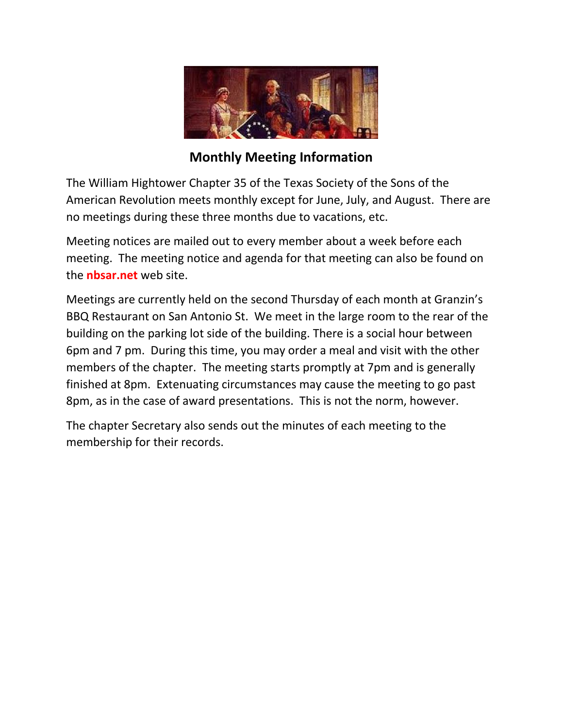## Monthly Meeting Information

The William Hightower Chapter 35 of the Texas Society of the Sons of the American Revolution meets monthly except for June, July, and August. There are no meetings during these three months due to vacations, etc.

Meeting notices are mailed out to every member about a week before each meeting. The meeting notice and agenda for that meeting can also be found on the **nbsar.net** web site.

Meetings are currently held on the second Thursday of each month at Granzin's BBQ Restaurant on San Antonio St. We meet in the large room to the rear of the building on the parking lot side of the building. There is a social hour between 6pm and 7 pm. During this time, you may order a meal and visit with the other members of the chapter. The meeting starts promptly at 7pm and is generally finished at 8pm. Extenuating circumstances may cause the meeting to go past 8pm, as in the case of award presentations. This is not the norm, however.

The chapter Secretary also sends out the minutes of each meeting to the membership for their records.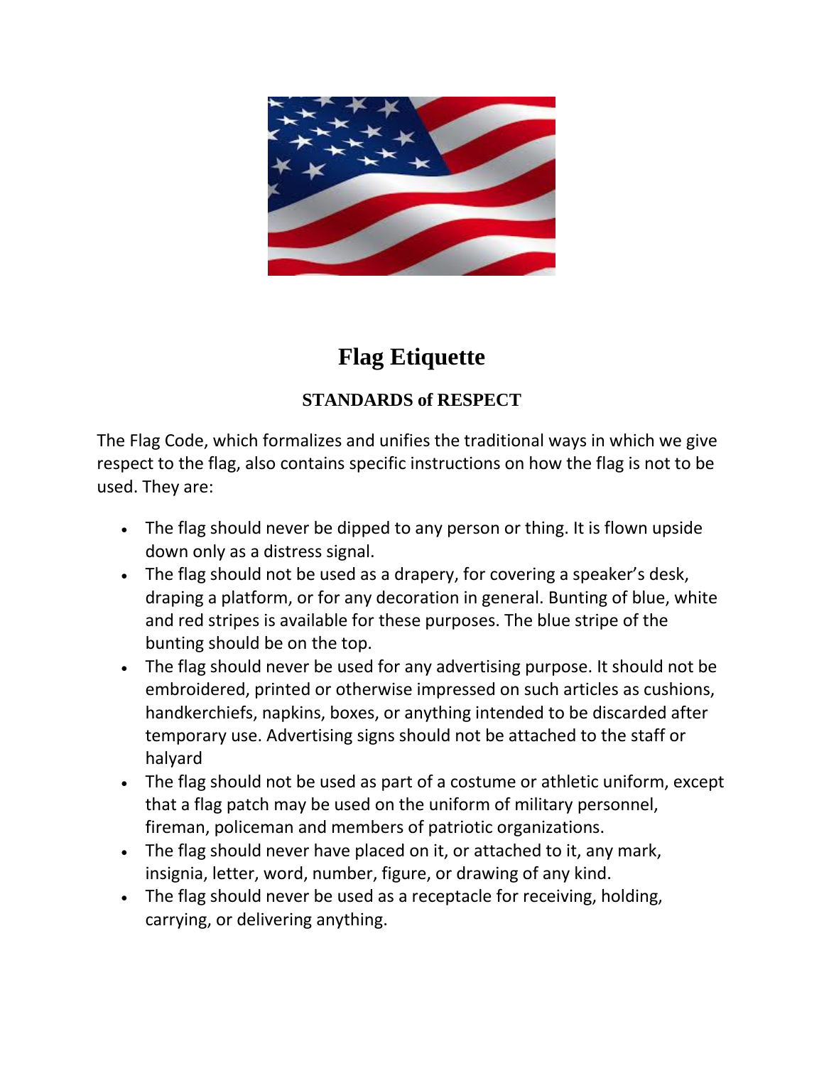# Flag Etiquette

## STANDARDS of RESPECT

The Flag Code, which formalizes and unifies the traditional ways in which we give respect to the flag, also contains specific instructions on how the flag is not to be used. They are:

- The flag should never be dipped to any person or thing. It is flown upside down only as a distress signal.
- The flag should not be used as a drapery, for covering a speaker's desk, draping a platform, or for any decoration in general. Bunting of blue, white and red stripes is available for these purposes. The blue stripe of the bunting should be on the top.
- The flag should never be used for any advertising purpose. It should not be embroidered, printed or otherwise impressed on such articles as cushions, handkerchiefs, napkins, boxes, or anything intended to be discarded after temporary use. Advertising signs should not be attached to the staff or halyard
- The flag should not be used as part of a costume or athletic uniform, except that a flag patch may be used on the uniform of military personnel, fireman, policeman and members of patriotic organizations.
- The flag should never have placed on it, or attached to it, any mark, insignia, letter, word, number, figure, or drawing of any kind.
- The flag should never be used as a receptacle for receiving, holding, carrying, or delivering anything.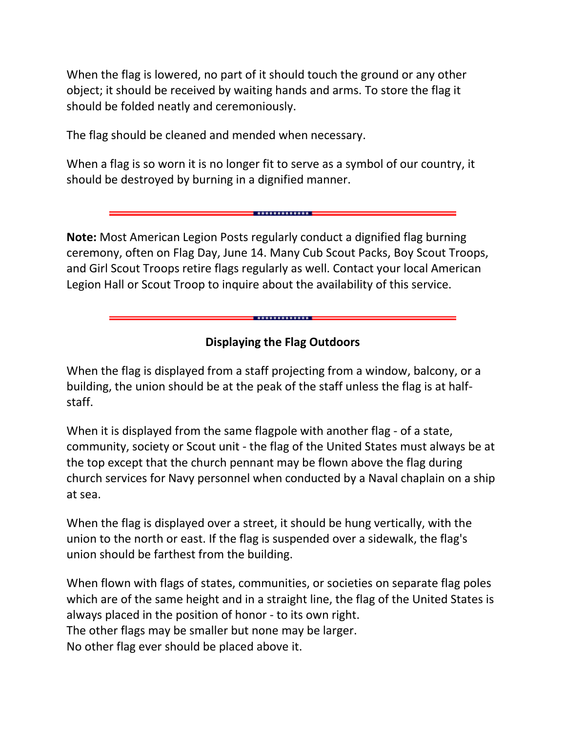When the flag is lowered, no part of it should touch the ground or any other object; it should be received by waiting hands and arms. To store the flag it should be folded neatly and ceremoniously.

The flag should be cleaned and mended when necessary.

When a flag is so worn it is no longer fit to serve as a symbol of our country, it should be destroyed by burning in a dignified manner.

---

**Note:** Most American Legion Posts regularly conduct a dignified flag burning ceremony, often on Flag Day, June 14. Many Cub Scout Packs, Boy Scout Troops, and Girl Scout Troops retire flags regularly as well. Contact your local American Legion Hall or Scout Troop to inquire about the availability of this service.

---

### Displaying the Flag Outdoors

When the flag is displayed from a staff projecting from a window, balcony, or a building, the union should be at the peak of the staff unless the flag is at half-staff.

When it is displayed from the same flagpole with another flag - of a state, community, society or Scout unit - the flag of the United States must always be at the top except that the church pennant may be flown above the flag during church services for Navy personnel when conducted by a Naval chaplain on a ship at sea.

When the flag is displayed over a street, it should be hung vertically, with the union to the north or east. If the flag is suspended over a sidewalk, the flag's union should be farthest from the building.

When flown with flags of states, communities, or societies on separate flag poles which are of the same height and in a straight line, the flag of the United States is always placed in the position of honor - to its own right.
The other flags may be smaller but none may be larger.
No other flag ever should be placed above it.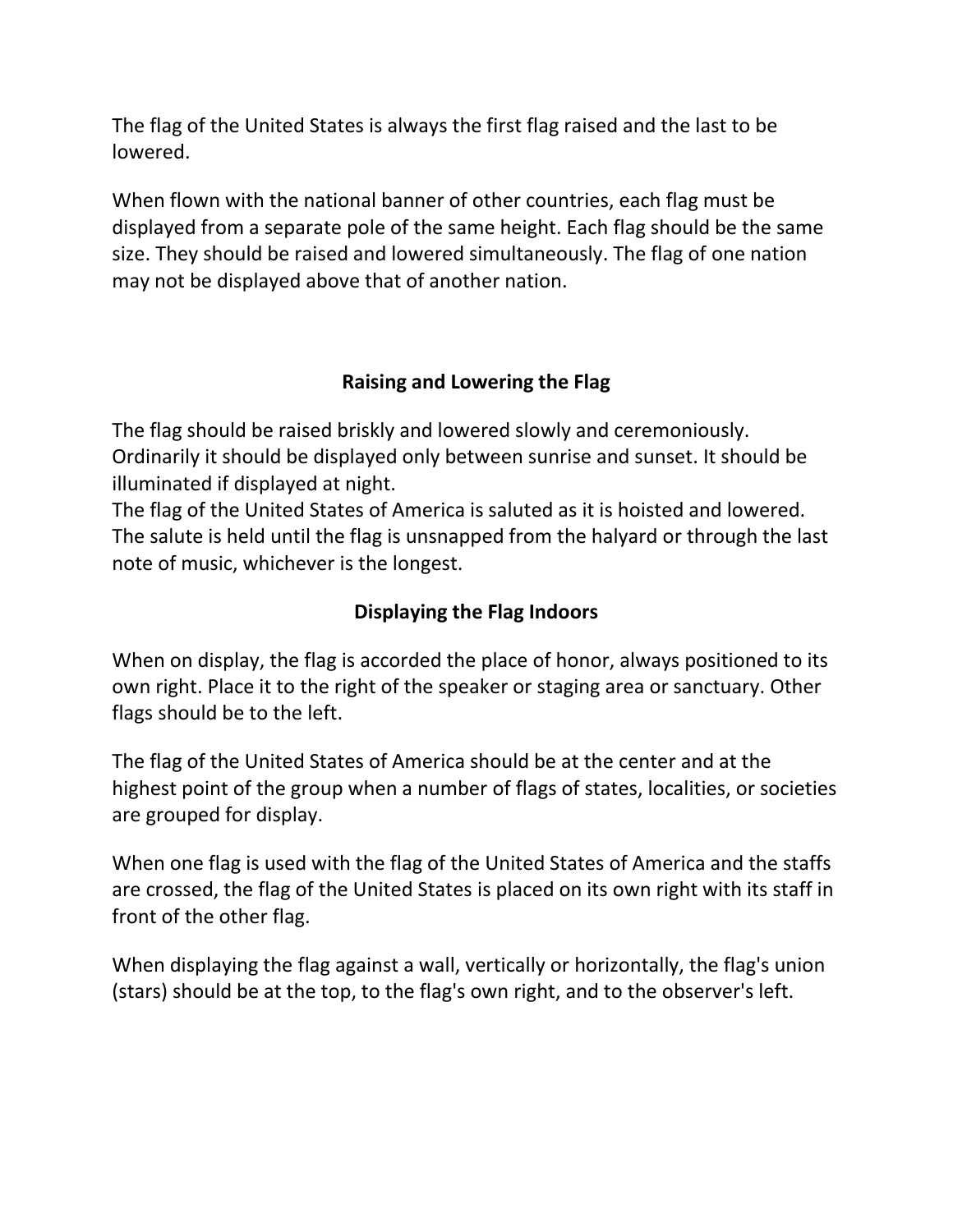The flag of the United States is always the first flag raised and the last to be lowered.

When flown with the national banner of other countries, each flag must be displayed from a separate pole of the same height. Each flag should be the same size. They should be raised and lowered simultaneously. The flag of one nation may not be displayed above that of another nation.

## Raising and Lowering the Flag

The flag should be raised briskly and lowered slowly and ceremoniously. Ordinarily it should be displayed only between sunrise and sunset. It should be illuminated if displayed at night.
The flag of the United States of America is saluted as it is hoisted and lowered. The salute is held until the flag is unsnapped from the halyard or through the last note of music, whichever is the longest.

## Displaying the Flag Indoors

When on display, the flag is accorded the place of honor, always positioned to its own right. Place it to the right of the speaker or staging area or sanctuary. Other flags should be to the left.

The flag of the United States of America should be at the center and at the highest point of the group when a number of flags of states, localities, or societies are grouped for display.

When one flag is used with the flag of the United States of America and the staffs are crossed, the flag of the United States is placed on its own right with its staff in front of the other flag.

When displaying the flag against a wall, vertically or horizontally, the flag's union (stars) should be at the top, to the flag's own right, and to the observer's left.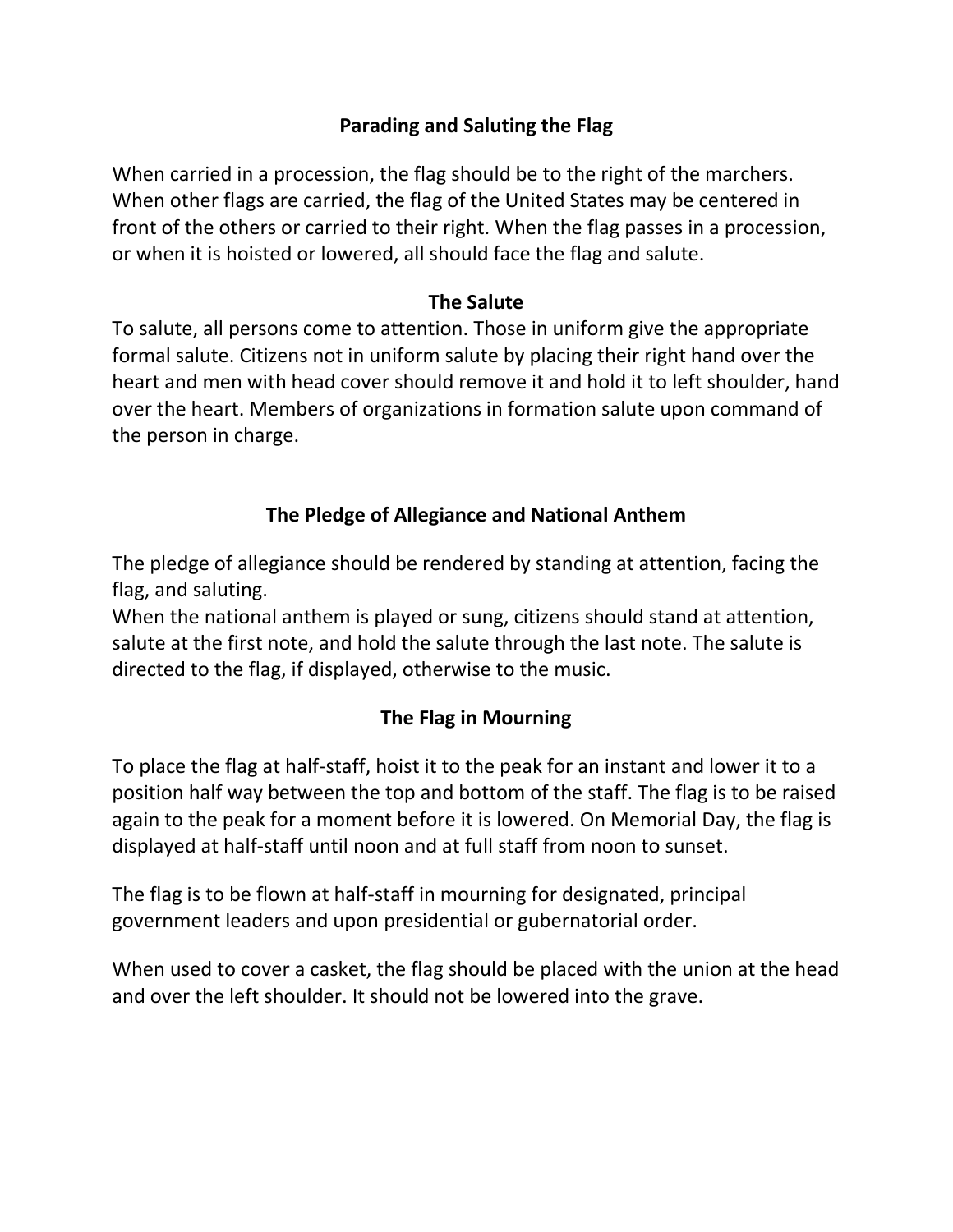## Parading and Saluting the Flag

When carried in a procession, the flag should be to the right of the marchers. When other flags are carried, the flag of the United States may be centered in front of the others or carried to their right. When the flag passes in a procession, or when it is hoisted or lowered, all should face the flag and salute.

## The Salute

To salute, all persons come to attention. Those in uniform give the appropriate formal salute. Citizens not in uniform salute by placing their right hand over the heart and men with head cover should remove it and hold it to left shoulder, hand over the heart. Members of organizations in formation salute upon command of the person in charge.

## The Pledge of Allegiance and National Anthem

The pledge of allegiance should be rendered by standing at attention, facing the flag, and saluting.
When the national anthem is played or sung, citizens should stand at attention, salute at the first note, and hold the salute through the last note. The salute is directed to the flag, if displayed, otherwise to the music.

## The Flag in Mourning

To place the flag at half-staff, hoist it to the peak for an instant and lower it to a position half way between the top and bottom of the staff. The flag is to be raised again to the peak for a moment before it is lowered. On Memorial Day, the flag is displayed at half-staff until noon and at full staff from noon to sunset.

The flag is to be flown at half-staff in mourning for designated, principal government leaders and upon presidential or gubernatorial order.

When used to cover a casket, the flag should be placed with the union at the head and over the left shoulder. It should not be lowered into the grave.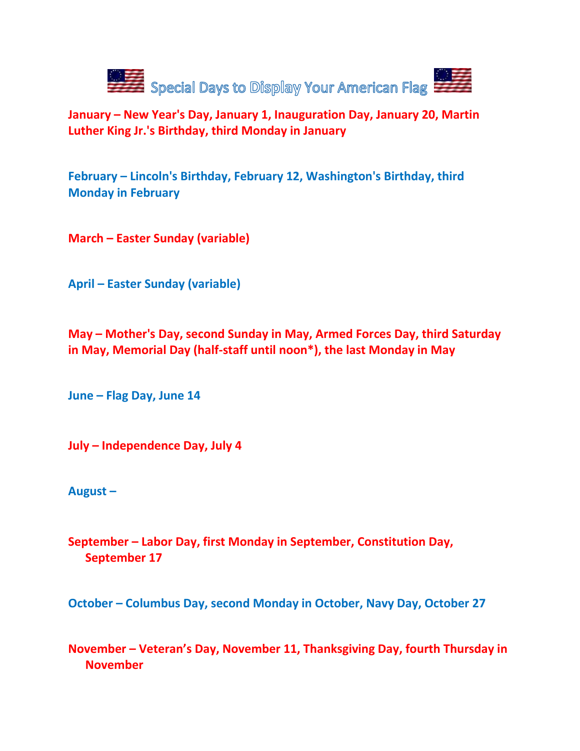# Special Days to Display Your American Flag

**January – New Year's Day, January 1, Inauguration Day, January 20, Martin Luther King Jr.'s Birthday, third Monday in January**

**February – Lincoln's Birthday, February 12, Washington's Birthday, third Monday in February**

**March – Easter Sunday (variable)**

**April – Easter Sunday (variable)**

**May – Mother's Day, second Sunday in May, Armed Forces Day, third Saturday in May, Memorial Day (half-staff until noon*), the last Monday in May**

**June – Flag Day, June 14**

**July – Independence Day, July 4**

**August –**

**September – Labor Day, first Monday in September, Constitution Day, September 17**

**October – Columbus Day, second Monday in October, Navy Day, October 27**

**November – Veteran's Day, November 11, Thanksgiving Day, fourth Thursday in November**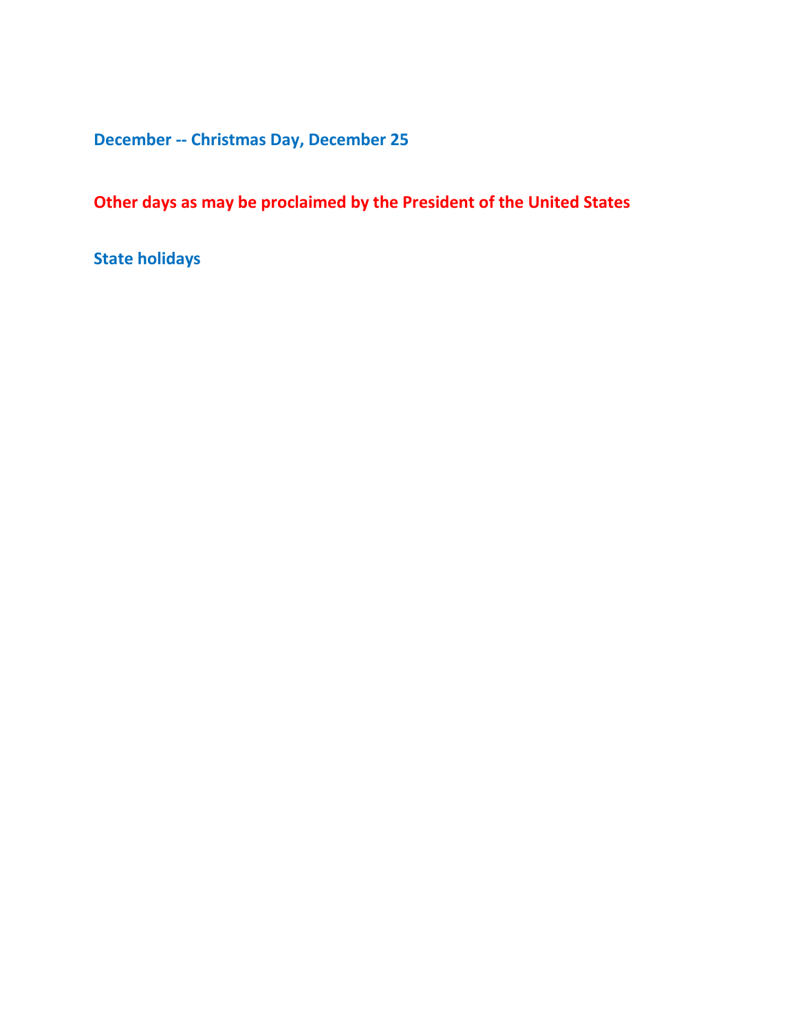**December -- Christmas Day, December 25**

**Other days as may be proclaimed by the President of the United States**

**State holidays**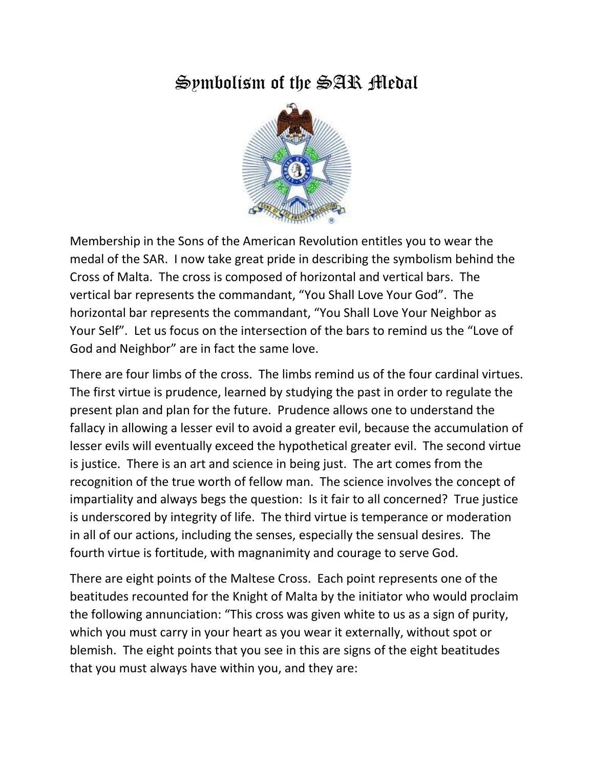# Symbolism of the SAR Medal

Membership in the Sons of the American Revolution entitles you to wear the medal of the SAR. I now take great pride in describing the symbolism behind the Cross of Malta. The cross is composed of horizontal and vertical bars. The vertical bar represents the commandant, "You Shall Love Your God". The horizontal bar represents the commandant, "You Shall Love Your Neighbor as Your Self". Let us focus on the intersection of the bars to remind us the "Love of God and Neighbor" are in fact the same love.

There are four limbs of the cross. The limbs remind us of the four cardinal virtues. The first virtue is prudence, learned by studying the past in order to regulate the present plan and plan for the future. Prudence allows one to understand the fallacy in allowing a lesser evil to avoid a greater evil, because the accumulation of lesser evils will eventually exceed the hypothetical greater evil. The second virtue is justice. There is an art and science in being just. The art comes from the recognition of the true worth of fellow man. The science involves the concept of impartiality and always begs the question: Is it fair to all concerned? True justice is underscored by integrity of life. The third virtue is temperance or moderation in all of our actions, including the senses, especially the sensual desires. The fourth virtue is fortitude, with magnanimity and courage to serve God.

There are eight points of the Maltese Cross. Each point represents one of the beatitudes recounted for the Knight of Malta by the initiator who would proclaim the following annunciation: "This cross was given white to us as a sign of purity, which you must carry in your heart as you wear it externally, without spot or blemish. The eight points that you see in this are signs of the eight beatitudes that you must always have within you, and they are: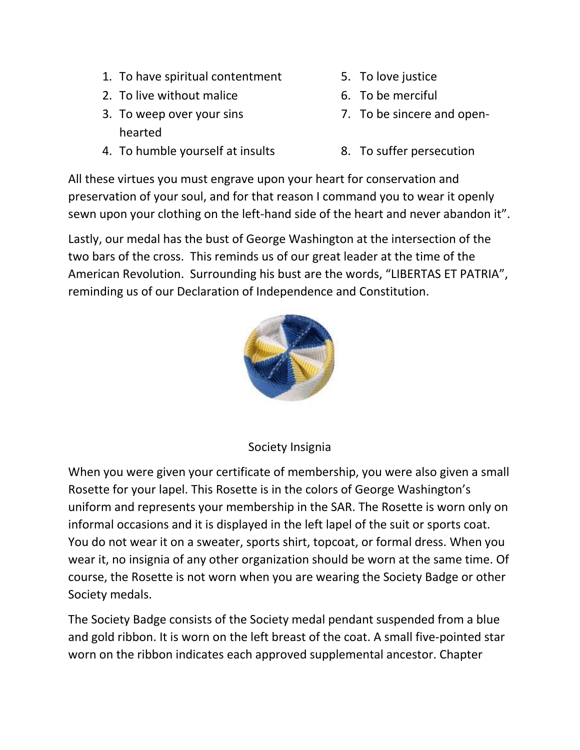1. To have spiritual contentment
2. To live without malice
3. To weep over your sins
4. To humble yourself at insults
5. To love justice
6. To be merciful
7. To be sincere and open-hearted
8. To suffer persecution

All these virtues you must engrave upon your heart for conservation and preservation of your soul, and for that reason I command you to wear it openly sewn upon your clothing on the left-hand side of the heart and never abandon it".

Lastly, our medal has the bust of George Washington at the intersection of the two bars of the cross. This reminds us of our great leader at the time of the American Revolution. Surrounding his bust are the words, "LIBERTAS ET PATRIA", reminding us of our Declaration of Independence and Constitution.

Society Insignia

When you were given your certificate of membership, you were also given a small Rosette for your lapel. This Rosette is in the colors of George Washington's uniform and represents your membership in the SAR. The Rosette is worn only on informal occasions and it is displayed in the left lapel of the suit or sports coat. You do not wear it on a sweater, sports shirt, topcoat, or formal dress. When you wear it, no insignia of any other organization should be worn at the same time. Of course, the Rosette is not worn when you are wearing the Society Badge or other Society medals.

The Society Badge consists of the Society medal pendant suspended from a blue and gold ribbon. It is worn on the left breast of the coat. A small five-pointed star worn on the ribbon indicates each approved supplemental ancestor. Chapter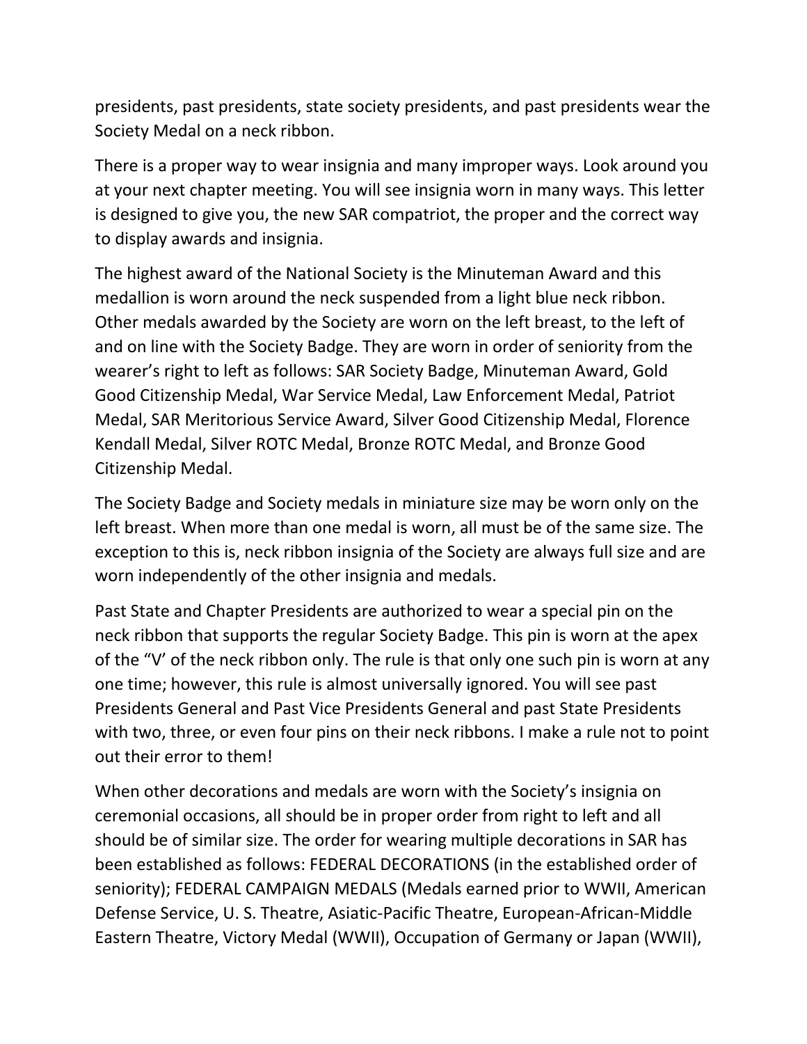presidents, past presidents, state society presidents, and past presidents wear the Society Medal on a neck ribbon.

There is a proper way to wear insignia and many improper ways. Look around you at your next chapter meeting. You will see insignia worn in many ways. This letter is designed to give you, the new SAR compatriot, the proper and the correct way to display awards and insignia.

The highest award of the National Society is the Minuteman Award and this medallion is worn around the neck suspended from a light blue neck ribbon. Other medals awarded by the Society are worn on the left breast, to the left of and on line with the Society Badge. They are worn in order of seniority from the wearer's right to left as follows: SAR Society Badge, Minuteman Award, Gold Good Citizenship Medal, War Service Medal, Law Enforcement Medal, Patriot Medal, SAR Meritorious Service Award, Silver Good Citizenship Medal, Florence Kendall Medal, Silver ROTC Medal, Bronze ROTC Medal, and Bronze Good Citizenship Medal.

The Society Badge and Society medals in miniature size may be worn only on the left breast. When more than one medal is worn, all must be of the same size. The exception to this is, neck ribbon insignia of the Society are always full size and are worn independently of the other insignia and medals.

Past State and Chapter Presidents are authorized to wear a special pin on the neck ribbon that supports the regular Society Badge. This pin is worn at the apex of the "V' of the neck ribbon only. The rule is that only one such pin is worn at any one time; however, this rule is almost universally ignored. You will see past Presidents General and Past Vice Presidents General and past State Presidents with two, three, or even four pins on their neck ribbons. I make a rule not to point out their error to them!

When other decorations and medals are worn with the Society's insignia on ceremonial occasions, all should be in proper order from right to left and all should be of similar size. The order for wearing multiple decorations in SAR has been established as follows: FEDERAL DECORATIONS (in the established order of seniority); FEDERAL CAMPAIGN MEDALS (Medals earned prior to WWII, American Defense Service, U. S. Theatre, Asiatic-Pacific Theatre, European-African-Middle Eastern Theatre, Victory Medal (WWII), Occupation of Germany or Japan (WWII),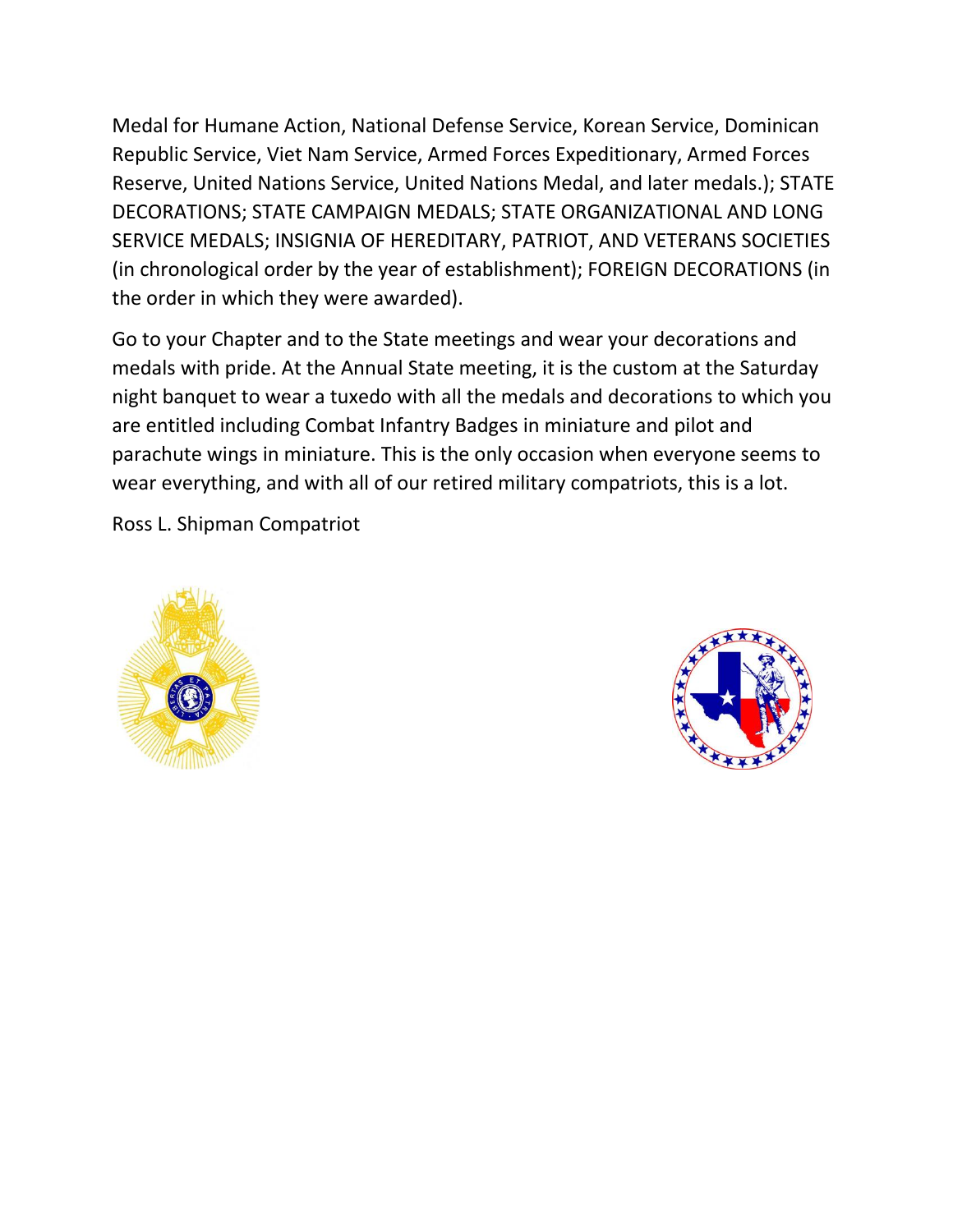Medal for Humane Action, National Defense Service, Korean Service, Dominican Republic Service, Viet Nam Service, Armed Forces Expeditionary, Armed Forces Reserve, United Nations Service, United Nations Medal, and later medals.); STATE DECORATIONS; STATE CAMPAIGN MEDALS; STATE ORGANIZATIONAL AND LONG SERVICE MEDALS; INSIGNIA OF HEREDITARY, PATRIOT, AND VETERANS SOCIETIES (in chronological order by the year of establishment); FOREIGN DECORATIONS (in the order in which they were awarded).

Go to your Chapter and to the State meetings and wear your decorations and medals with pride. At the Annual State meeting, it is the custom at the Saturday night banquet to wear a tuxedo with all the medals and decorations to which you are entitled including Combat Infantry Badges in miniature and pilot and parachute wings in miniature. This is the only occasion when everyone seems to wear everything, and with all of our retired military compatriots, this is a lot.

Ross L. Shipman Compatriot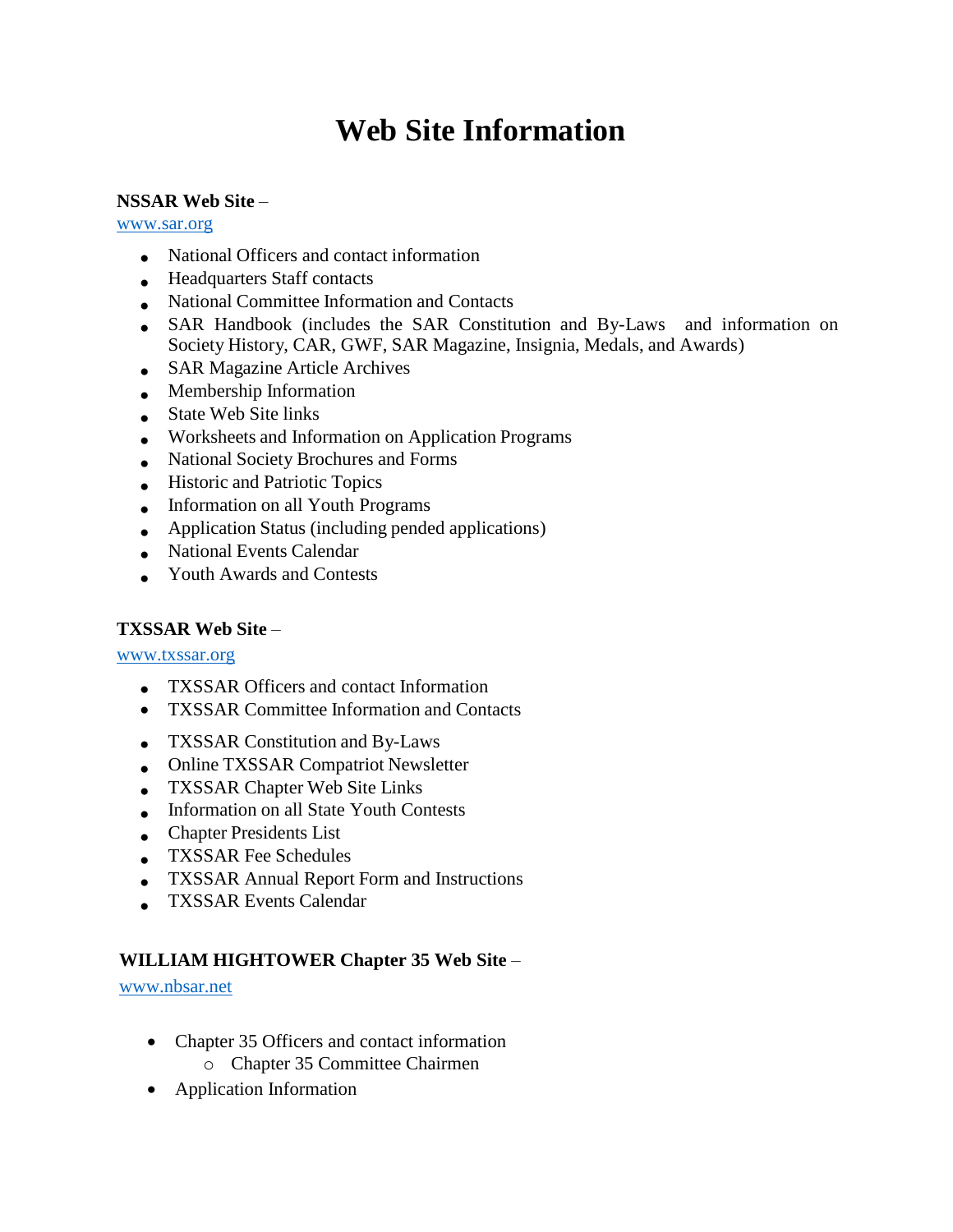# Web Site Information

**NSSAR Web Site** –
www.sar.org

- National Officers and contact information
- Headquarters Staff contacts
- National Committee Information and Contacts
- SAR Handbook (includes the SAR Constitution and By-Laws and information on Society History, CAR, GWF, SAR Magazine, Insignia, Medals, and Awards)
- SAR Magazine Article Archives
- Membership Information
- State Web Site links
- Worksheets and Information on Application Programs
- National Society Brochures and Forms
- Historic and Patriotic Topics
- Information on all Youth Programs
- Application Status (including pended applications)
- National Events Calendar
- Youth Awards and Contests

**TXSSAR Web Site** –
www.txssar.org

- TXSSAR Officers and contact Information
- TXSSAR Committee Information and Contacts
- TXSSAR Constitution and By-Laws
- Online TXSSAR Compatriot Newsletter
- TXSSAR Chapter Web Site Links
- Information on all State Youth Contests
- Chapter Presidents List
- TXSSAR Fee Schedules
- TXSSAR Annual Report Form and Instructions
- TXSSAR Events Calendar

**WILLIAM HIGHTOWER Chapter 35 Web Site** –
www.nbsar.net

- Chapter 35 Officers and contact information
  - Chapter 35 Committee Chairmen
- Application Information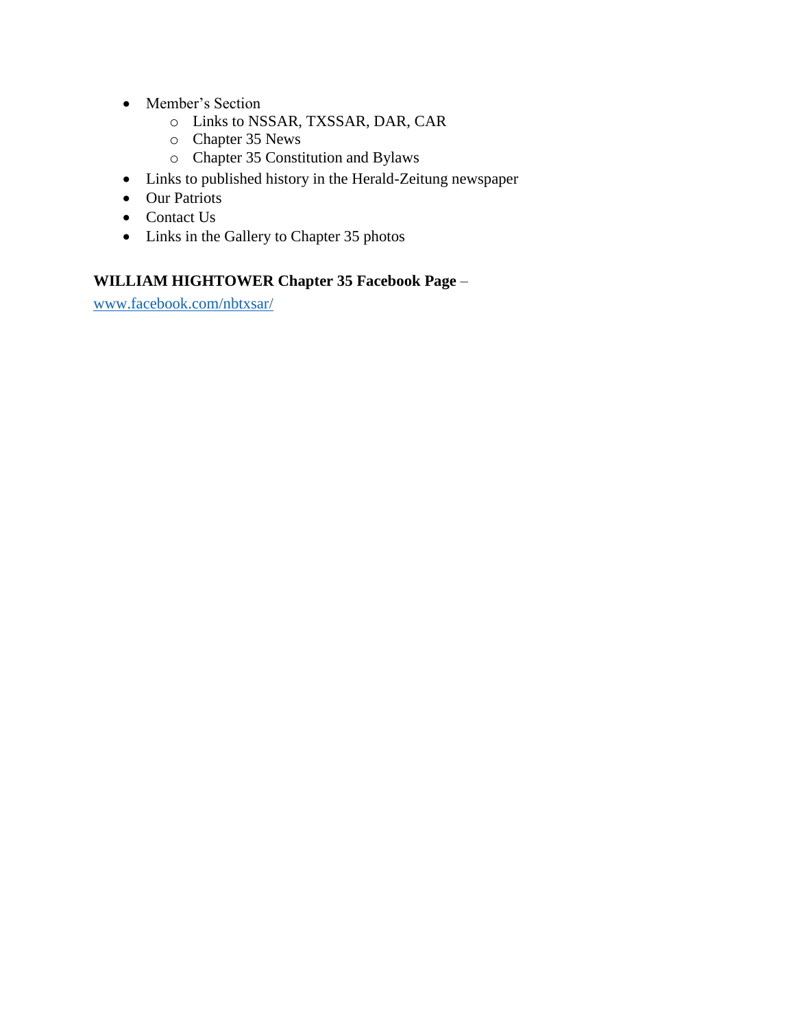- Member's Section
  - Links to NSSAR, TXSSAR, DAR, CAR
  - Chapter 35 News
  - Chapter 35 Constitution and Bylaws
- Links to published history in the Herald-Zeitung newspaper
- Our Patriots
- Contact Us
- Links in the Gallery to Chapter 35 photos

**WILLIAM HIGHTOWER Chapter 35 Facebook Page** –
www.facebook.com/nbtxsar/